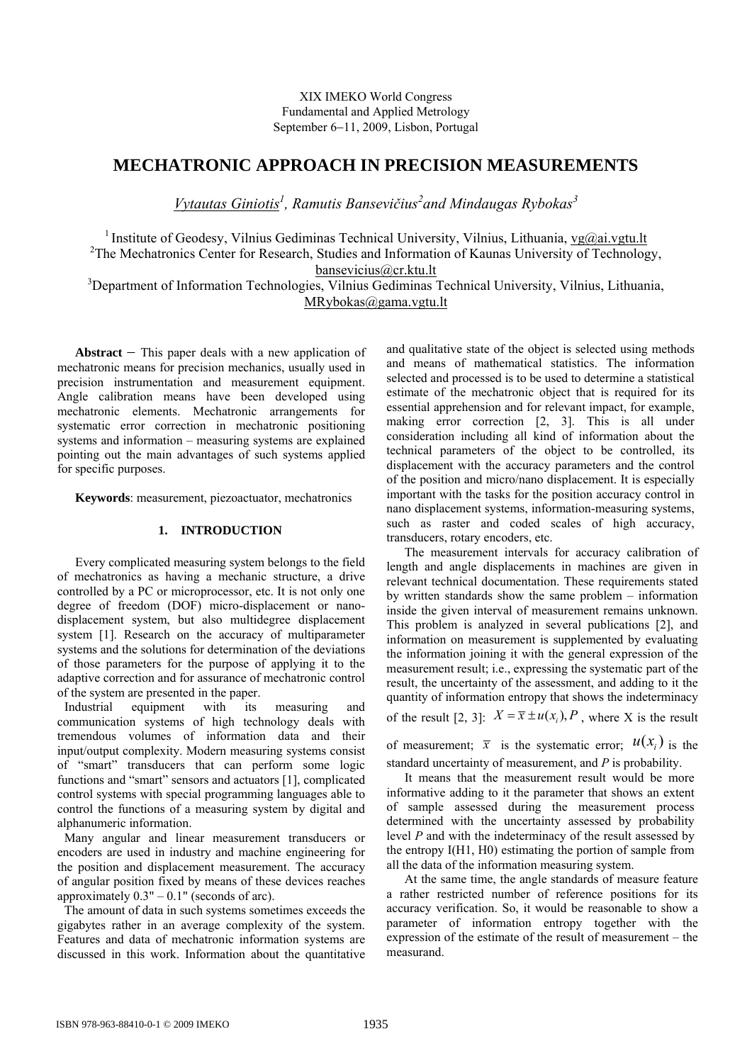XIX IMEKO World Congress
Fundamental and Applied Metrology
September 6–11, 2009, Lisbon, Portugal

# MECHATRONIC APPROACH IN PRECISION MEASUREMENTS

*Vytautas Giniotis*[1], *Ramutis Bansevičius*[2] *and Mindaugas Rybokas*[3]

[1] Institute of Geodesy, Vilnius Gediminas Technical University, Vilnius, Lithuania, vg@ai.vgtu.lt
[2] The Mechatronics Center for Research, Studies and Information of Kaunas University of Technology, bansevicius@cr.ktu.lt
[3] Department of Information Technologies, Vilnius Gediminas Technical University, Vilnius, Lithuania, MRybokas@gama.vgtu.lt

**Abstract** − This paper deals with a new application of mechatronic means for precision mechanics, usually used in precision instrumentation and measurement equipment. Angle calibration means have been developed using mechatronic elements. Mechatronic arrangements for systematic error correction in mechatronic positioning systems and information – measuring systems are explained pointing out the main advantages of such systems applied for specific purposes.

**Keywords**: measurement, piezoactuator, mechatronics

## 1. INTRODUCTION

Every complicated measuring system belongs to the field of mechatronics as having a mechanic structure, a drive controlled by a PC or microprocessor, etc. It is not only one degree of freedom (DOF) micro-displacement or nano-displacement system, but also multidegree displacement system [1]. Research on the accuracy of multiparameter systems and the solutions for determination of the deviations of those parameters for the purpose of applying it to the adaptive correction and for assurance of mechatronic control of the system are presented in the paper.

Industrial equipment with its measuring and communication systems of high technology deals with tremendous volumes of information data and their input/output complexity. Modern measuring systems consist of "smart" transducers that can perform some logic functions and "smart" sensors and actuators [1], complicated control systems with special programming languages able to control the functions of a measuring system by digital and alphanumeric information.

Many angular and linear measurement transducers or encoders are used in industry and machine engineering for the position and displacement measurement. The accuracy of angular position fixed by means of these devices reaches approximately 0.3" – 0.1" (seconds of arc).

The amount of data in such systems sometimes exceeds the gigabytes rather in an average complexity of the system. Features and data of mechatronic information systems are discussed in this work. Information about the quantitative and qualitative state of the object is selected using methods and means of mathematical statistics. The information selected and processed is to be used to determine a statistical estimate of the mechatronic object that is required for its essential apprehension and for relevant impact, for example, making error correction [2, 3]. This is all under consideration including all kind of information about the technical parameters of the object to be controlled, its displacement with the accuracy parameters and the control of the position and micro/nano displacement. It is especially important with the tasks for the position accuracy control in nano displacement systems, information-measuring systems, such as raster and coded scales of high accuracy, transducers, rotary encoders, etc.

The measurement intervals for accuracy calibration of length and angle displacements in machines are given in relevant technical documentation. These requirements stated by written standards show the same problem – information inside the given interval of measurement remains unknown. This problem is analyzed in several publications [2], and information on measurement is supplemented by evaluating the information joining it with the general expression of the measurement result; i.e., expressing the systematic part of the result, the uncertainty of the assessment, and adding to it the quantity of information entropy that shows the indeterminacy of the result [2, 3]: $X = \bar{x} \pm u(x_i), P$, where X is the result of measurement; $\bar{x}$ is the systematic error; $u(x_i)$ is the standard uncertainty of measurement, and $P$ is probability.

It means that the measurement result would be more informative adding to it the parameter that shows an extent of sample assessed during the measurement process determined with the uncertainty assessed by probability level $P$ and with the indeterminacy of the result assessed by the entropy I(H1, H0) estimating the portion of sample from all the data of the information measuring system.

At the same time, the angle standards of measure feature a rather restricted number of reference positions for its accuracy verification. So, it would be reasonable to show a parameter of information entropy together with the expression of the estimate of the result of measurement – the measurand.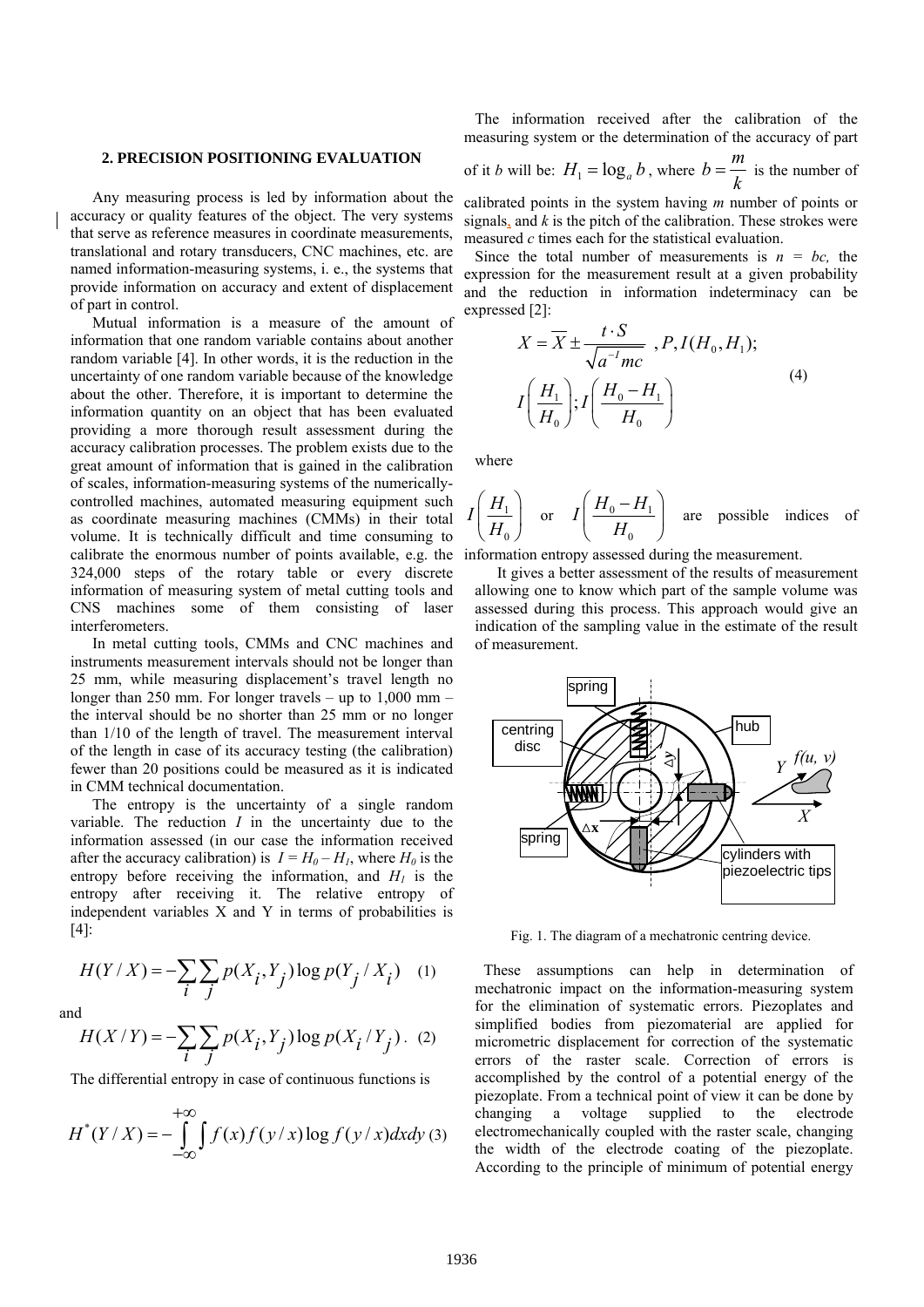## 2. PRECISION POSITIONING EVALUATION

Any measuring process is led by information about the accuracy or quality features of the object. The very systems that serve as reference measures in coordinate measurements, translational and rotary transducers, CNC machines, etc. are named information-measuring systems, i. e., the systems that provide information on accuracy and extent of displacement of part in control.

Mutual information is a measure of the amount of information that one random variable contains about another random variable [4]. In other words, it is the reduction in the uncertainty of one random variable because of the knowledge about the other. Therefore, it is important to determine the information quantity on an object that has been evaluated providing a more thorough result assessment during the accuracy calibration processes. The problem exists due to the great amount of information that is gained in the calibration of scales, information-measuring systems of the numerically-controlled machines, automated measuring equipment such as coordinate measuring machines (CMMs) in their total volume. It is technically difficult and time consuming to calibrate the enormous number of points available, e.g. the 324,000 steps of the rotary table or every discrete information of measuring system of metal cutting tools and CNS machines some of them consisting of laser interferometers.

In metal cutting tools, CMMs and CNC machines and instruments measurement intervals should not be shorter than 25 mm, while measuring displacement's travel length no longer than 250 mm. For longer travels – up to 1,000 mm – the interval should be no shorter than 25 mm or no longer than 1/10 of the length of travel. The measurement interval of the length in case of its accuracy testing (the calibration) fewer than 20 positions could be measured as it is indicated in CMM technical documentation.

The entropy is the uncertainty of a single random variable. The reduction $I$ in the uncertainty due to the information assessed (in our case the information received after the accuracy calibration) is $I = H_0 - H_1$, where $H_0$ is the entropy before receiving the information, and $H_1$ is the entropy after receiving it. The relative entropy of independent variables X and Y in terms of probabilities is [4]:

$$H(Y/X) = -\sum_i \sum_j p(X_i, Y_j) \log p(Y_j / X_i) \quad (1)$$

and

$$H(X/Y) = -\sum_i \sum_j p(X_i, Y_j) \log p(X_i / Y_j) . \quad (2)$$

The differential entropy in case of continuous functions is

$$H^*(Y/X) = -\int_{-\infty}^{+\infty} \int f(x) f(y/x) \log f(y/x) dxdy \quad (3)$$

The information received after the calibration of the measuring system or the determination of the accuracy of part of it $b$ will be: $H_1 = \log_a b$, where $b = \frac{m}{k}$ is the number of calibrated points in the system having $m$ number of points or signals, and $k$ is the pitch of the calibration. These strokes were measured $c$ times each for the statistical evaluation.

Since the total number of measurements is $n = bc$, the expression for the measurement result at a given probability and the reduction in information indeterminacy can be expressed [2]:

$$X = \overline{X} \pm \frac{t \cdot S}{\sqrt{a^{-I} mc}} \;, P, I(H_0, H_1);$$
$$I\left(\frac{H_1}{H_0}\right); I\left(\frac{H_0 - H_1}{H_0}\right) \quad (4)$$

where

$I\left(\frac{H_1}{H_0}\right)$ or $I\left(\frac{H_0 - H_1}{H_0}\right)$ are possible indices of information entropy assessed during the measurement.

It gives a better assessment of the results of measurement allowing one to know which part of the sample volume was assessed during this process. This approach would give an indication of the sampling value in the estimate of the result of measurement.

Fig. 1. The diagram of a mechatronic centring device.

These assumptions can help in determination of mechatronic impact on the information-measuring system for the elimination of systematic errors. Piezoplates and simplified bodies from piezomaterial are applied for micrometric displacement for correction of the systematic errors of the raster scale. Correction of errors is accomplished by the control of a potential energy of the piezoplate. From a technical point of view it can be done by changing a voltage supplied to the electrode electromechanically coupled with the raster scale, changing the width of the electrode coating of the piezoplate. According to the principle of minimum of potential energy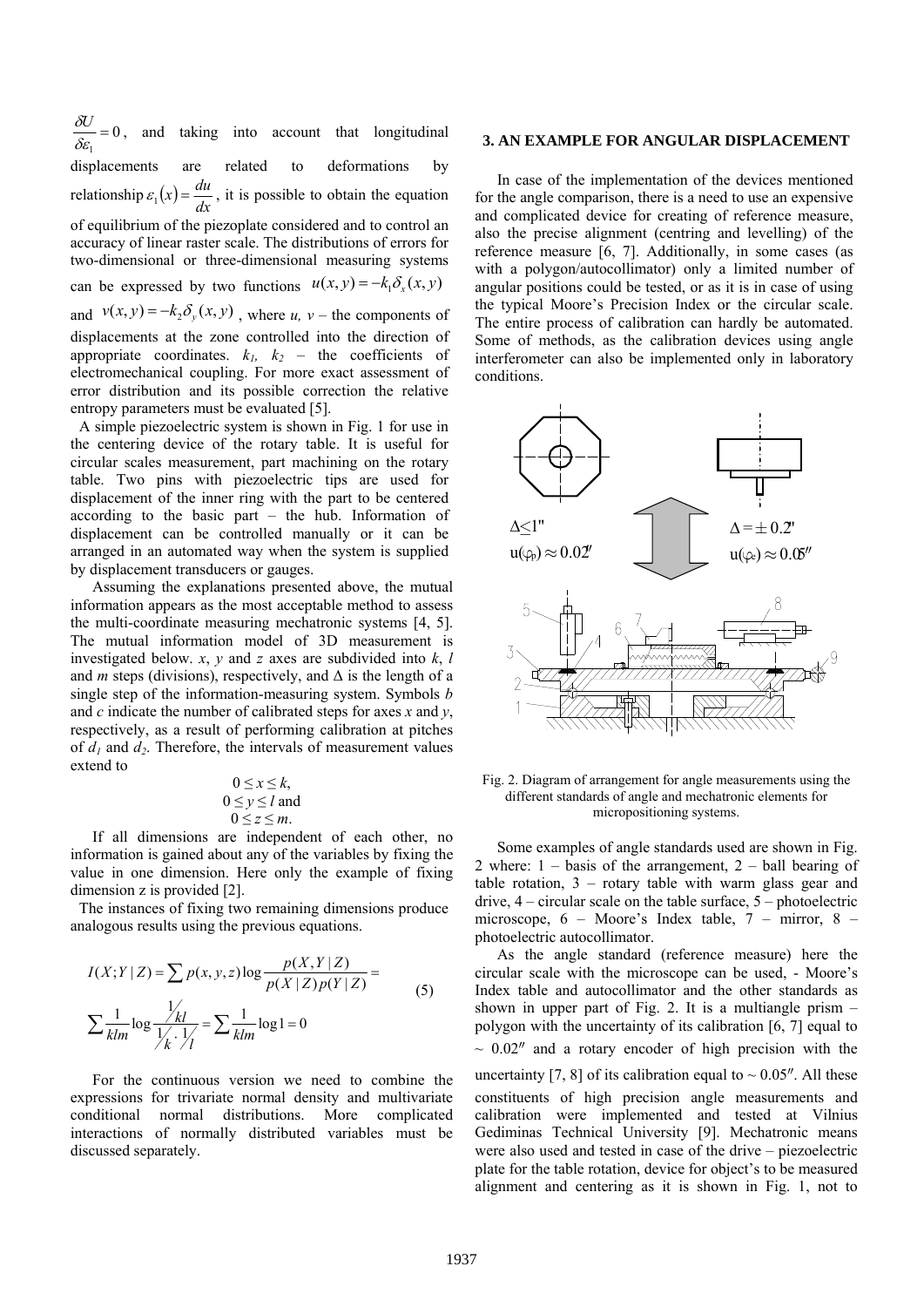$\frac{\delta U}{\delta \varepsilon_1} = 0$, and taking into account that longitudinal displacements are related to deformations by relationship $\varepsilon_1(x) = \frac{du}{dx}$, it is possible to obtain the equation of equilibrium of the piezoplate considered and to control an accuracy of linear raster scale. The distributions of errors for two-dimensional or three-dimensional measuring systems can be expressed by two functions $u(x,y) = -k_1\delta_x(x,y)$ and $v(x,y) = -k_2\delta_y(x,y)$, where $u$, $v$ – the components of displacements at the zone controlled into the direction of appropriate coordinates. $k_1$, $k_2$ – the coefficients of electromechanical coupling. For more exact assessment of error distribution and its possible correction the relative entropy parameters must be evaluated [5].

A simple piezoelectric system is shown in Fig. 1 for use in the centering device of the rotary table. It is useful for circular scales measurement, part machining on the rotary table. Two pins with piezoelectric tips are used for displacement of the inner ring with the part to be centered according to the basic part – the hub. Information of displacement can be controlled manually or it can be arranged in an automated way when the system is supplied by displacement transducers or gauges.

Assuming the explanations presented above, the mutual information appears as the most acceptable method to assess the multi-coordinate measuring mechatronic systems [4, 5]. The mutual information model of 3D measurement is investigated below. $x$, $y$ and $z$ axes are subdivided into $k$, $l$ and $m$ steps (divisions), respectively, and $\Delta$ is the length of a single step of the information-measuring system. Symbols $b$ and $c$ indicate the number of calibrated steps for axes $x$ and $y$, respectively, as a result of performing calibration at pitches of $d_1$ and $d_2$. Therefore, the intervals of measurement values extend to

$$0 \le x \le k,$$
$$0 \le y \le l \text{ and}$$
$$0 \le z \le m.$$

If all dimensions are independent of each other, no information is gained about any of the variables by fixing the value in one dimension. Here only the example of fixing dimension z is provided [2].

The instances of fixing two remaining dimensions produce analogous results using the previous equations.

$$I(X;Y\,|\,Z) = \sum p(x,y,z)\log\frac{p(X,Y\,|\,Z)}{p(X\,|\,Z)\,p(Y\,|\,Z)} = \sum\frac{1}{klm}\log\frac{1/kl}{1/k \cdot 1/l} = \sum\frac{1}{klm}\log 1 = 0 \qquad (5)$$

For the continuous version we need to combine the expressions for trivariate normal density and multivariate conditional normal distributions. More complicated interactions of normally distributed variables must be discussed separately.

## 3. AN EXAMPLE FOR ANGULAR DISPLACEMENT

In case of the implementation of the devices mentioned for the angle comparison, there is a need to use an expensive and complicated device for creating of reference measure, also the precise alignment (centring and levelling) of the reference measure [6, 7]. Additionally, in some cases (as with a polygon/autocollimator) only a limited number of angular positions could be tested, or as it is in case of using the typical Moore's Precision Index or the circular scale. The entire process of calibration can hardly be automated. Some of methods, as the calibration devices using angle interferometer can also be implemented only in laboratory conditions.

Fig. 2. Diagram of arrangement for angle measurements using the different standards of angle and mechatronic elements for micropositioning systems.

Some examples of angle standards used are shown in Fig. 2 where: 1 – basis of the arrangement, 2 – ball bearing of table rotation, 3 – rotary table with warm glass gear and drive, 4 – circular scale on the table surface, 5 – photoelectric microscope, 6 – Moore's Index table, 7 – mirror, 8 – photoelectric autocollimator.

As the angle standard (reference measure) here the circular scale with the microscope can be used, - Moore's Index table and autocollimator and the other standards as shown in upper part of Fig. 2. It is a multiangle prism – polygon with the uncertainty of its calibration [6, 7] equal to $\sim 0.02''$ and a rotary encoder of high precision with the uncertainty [7, 8] of its calibration equal to $\sim 0.05''$. All these constituents of high precision angle measurements and calibration were implemented and tested at Vilnius Gediminas Technical University [9]. Mechatronic means were also used and tested in case of the drive – piezoelectric plate for the table rotation, device for object's to be measured alignment and centering as it is shown in Fig. 1, not to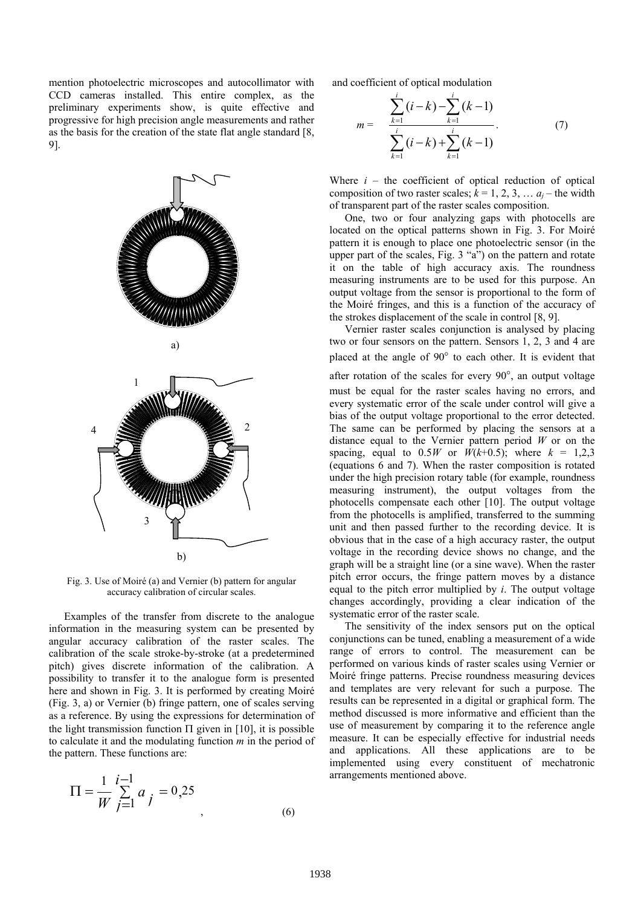mention photoelectric microscopes and autocollimator with CCD cameras installed. This entire complex, as the preliminary experiments show, is quite effective and progressive for high precision angle measurements and rather as the basis for the creation of the state flat angle standard [8, 9].

a)

b)

Fig. 3. Use of Moiré (a) and Vernier (b) pattern for angular accuracy calibration of circular scales.

Examples of the transfer from discrete to the analogue information in the measuring system can be presented by angular accuracy calibration of the raster scales. The calibration of the scale stroke-by-stroke (at a predetermined pitch) gives discrete information of the calibration. A possibility to transfer it to the analogue form is presented here and shown in Fig. 3. It is performed by creating Moiré (Fig. 3, a) or Vernier (b) fringe pattern, one of scales serving as a reference. By using the expressions for determination of the light transmission function Π given in [10], it is possible to calculate it and the modulating function $m$ in the period of the pattern. These functions are:

$$\Pi = \frac{1}{W} \sum_{j=1}^{i-1} a_j = 0{,}25 \quad , \qquad (6)$$

and coefficient of optical modulation

$$m = \frac{\sum_{k=1}^{i}(i-k) - \sum_{k=1}^{i}(k-1)}{\sum_{k=1}^{i}(i-k) + \sum_{k=1}^{i}(k-1)}. \qquad (7)$$

Where $i$ – the coefficient of optical reduction of optical composition of two raster scales; $k$ = 1, 2, 3, … $a_j$ – the width of transparent part of the raster scales composition.

One, two or four analyzing gaps with photocells are located on the optical patterns shown in Fig. 3. For Moiré pattern it is enough to place one photoelectric sensor (in the upper part of the scales, Fig. 3 "a") on the pattern and rotate it on the table of high accuracy axis. The roundness measuring instruments are to be used for this purpose. An output voltage from the sensor is proportional to the form of the Moiré fringes, and this is a function of the accuracy of the strokes displacement of the scale in control [8, 9].

Vernier raster scales conjunction is analysed by placing two or four sensors on the pattern. Sensors 1, 2, 3 and 4 are placed at the angle of 90° to each other. It is evident that after rotation of the scales for every 90°, an output voltage must be equal for the raster scales having no errors, and every systematic error of the scale under control will give a bias of the output voltage proportional to the error detected. The same can be performed by placing the sensors at a distance equal to the Vernier pattern period $W$ or on the spacing, equal to $0.5W$ or $W(k+0.5)$; where $k$ = 1,2,3 (equations 6 and 7). When the raster composition is rotated under the high precision rotary table (for example, roundness measuring instrument), the output voltages from the photocells compensate each other [10]. The output voltage from the photocells is amplified, transferred to the summing unit and then passed further to the recording device. It is obvious that in the case of a high accuracy raster, the output voltage in the recording device shows no change, and the graph will be a straight line (or a sine wave). When the raster pitch error occurs, the fringe pattern moves by a distance equal to the pitch error multiplied by $i$. The output voltage changes accordingly, providing a clear indication of the systematic error of the raster scale.

The sensitivity of the index sensors put on the optical conjunctions can be tuned, enabling a measurement of a wide range of errors to control. The measurement can be performed on various kinds of raster scales using Vernier or Moiré fringe patterns. Precise roundness measuring devices and templates are very relevant for such a purpose. The results can be represented in a digital or graphical form. The method discussed is more informative and efficient than the use of measurement by comparing it to the reference angle measure. It can be especially effective for industrial needs and applications. All these applications are to be implemented using every constituent of mechatronic arrangements mentioned above.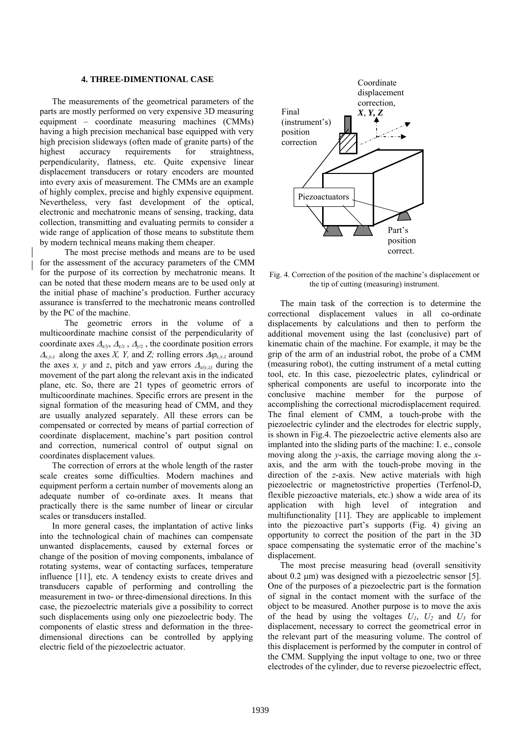## 4. THREE-DIMENTIONAL CASE

The measurements of the geometrical parameters of the parts are mostly performed on very expensive 3D measuring equipment – coordinate measuring machines (CMMs) having a high precision mechanical base equipped with very high precision slideways (often made of granite parts) of the highest accuracy requirements for straightness, perpendicularity, flatness, etc. Quite expensive linear displacement transducers or rotary encoders are mounted into every axis of measurement. The CMMs are an example of highly complex, precise and highly expensive equipment. Nevertheless, very fast development of the optical, electronic and mechatronic means of sensing, tracking, data collection, transmitting and evaluating permits to consider a wide range of application of those means to substitute them by modern technical means making them cheaper.

The most precise methods and means are to be used for the assessment of the accuracy parameters of the CMM for the purpose of its correction by mechatronic means. It can be noted that these modern means are to be used only at the initial phase of machine's production. Further accuracy assurance is transferred to the mechatronic means controlled by the PC of the machine.

The geometric errors in the volume of a multicoordinate machine consist of the perpendicularity of coordinate axes $\Delta_{x/y}$, $\Delta_{x/z}$ , $\Delta_{y/z}$ , the coordinate position errors $\Delta_{x,y,z}$ along the axes *X, Y,* and *Z;* rolling errors $\Delta\varphi_{x,y,z}$ around the axes *x, y* and *z*, pitch and yaw errors $\Delta_{x(y,z)}$ during the movement of the part along the relevant axis in the indicated plane, etc. So, there are 21 types of geometric errors of multicoordinate machines. Specific errors are present in the signal formation of the measuring head of CMM, and they are usually analyzed separately. All these errors can be compensated or corrected by means of partial correction of coordinate displacement, machine's part position control and correction, numerical control of output signal on coordinates displacement values.

The correction of errors at the whole length of the raster scale creates some difficulties. Modern machines and equipment perform a certain number of movements along an adequate number of co-ordinate axes. It means that practically there is the same number of linear or circular scales or transducers installed.

In more general cases, the implantation of active links into the technological chain of machines can compensate unwanted displacements, caused by external forces or change of the position of moving components, imbalance of rotating systems, wear of contacting surfaces, temperature influence [11], etc. A tendency exists to create drives and transducers capable of performing and controlling the measurement in two- or three-dimensional directions. In this case, the piezoelectric materials give a possibility to correct such displacements using only one piezoelectric body. The components of elastic stress and deformation in the three-dimensional directions can be controlled by applying electric field of the piezoelectric actuator.

Coordinate displacement correction, ***X*, *Y*, *Z***

Final (instrument's) position correction

Piezoactuators

Part's position correct.

Fig. 4. Correction of the position of the machine's displacement or the tip of cutting (measuring) instrument.

The main task of the correction is to determine the correctional displacement values in all co-ordinate displacements by calculations and then to perform the additional movement using the last (conclusive) part of kinematic chain of the machine. For example, it may be the grip of the arm of an industrial robot, the probe of a CMM (measuring robot), the cutting instrument of a metal cutting tool, etc. In this case, piezoelectric plates, cylindrical or spherical components are useful to incorporate into the conclusive machine member for the purpose of accomplishing the correctional microdisplacement required. The final element of CMM, a touch-probe with the piezoelectric cylinder and the electrodes for electric supply, is shown in Fig.4. The piezoelectric active elements also are implanted into the sliding parts of the machine: I. e., console moving along the *y*-axis, the carriage moving along the *x*-axis, and the arm with the touch-probe moving in the direction of the *z*-axis. New active materials with high piezoelectric or magnetostrictive properties (Terfenol-D, flexible piezoactive materials, etc.) show a wide area of its application with high level of integration and multifunctionality [11]. They are applicable to implement into the piezoactive part's supports (Fig. 4) giving an opportunity to correct the position of the part in the 3D space compensating the systematic error of the machine's displacement.

The most precise measuring head (overall sensitivity about 0.2 μm) was designed with a piezoelectric sensor [5]. One of the purposes of a piezoelectric part is the formation of signal in the contact moment with the surface of the object to be measured. Another purpose is to move the axis of the head by using the voltages $U_1$, $U_2$ and $U_3$ for displacement, necessary to correct the geometrical error in the relevant part of the measuring volume. The control of this displacement is performed by the computer in control of the CMM. Supplying the input voltage to one, two or three electrodes of the cylinder, due to reverse piezoelectric effect,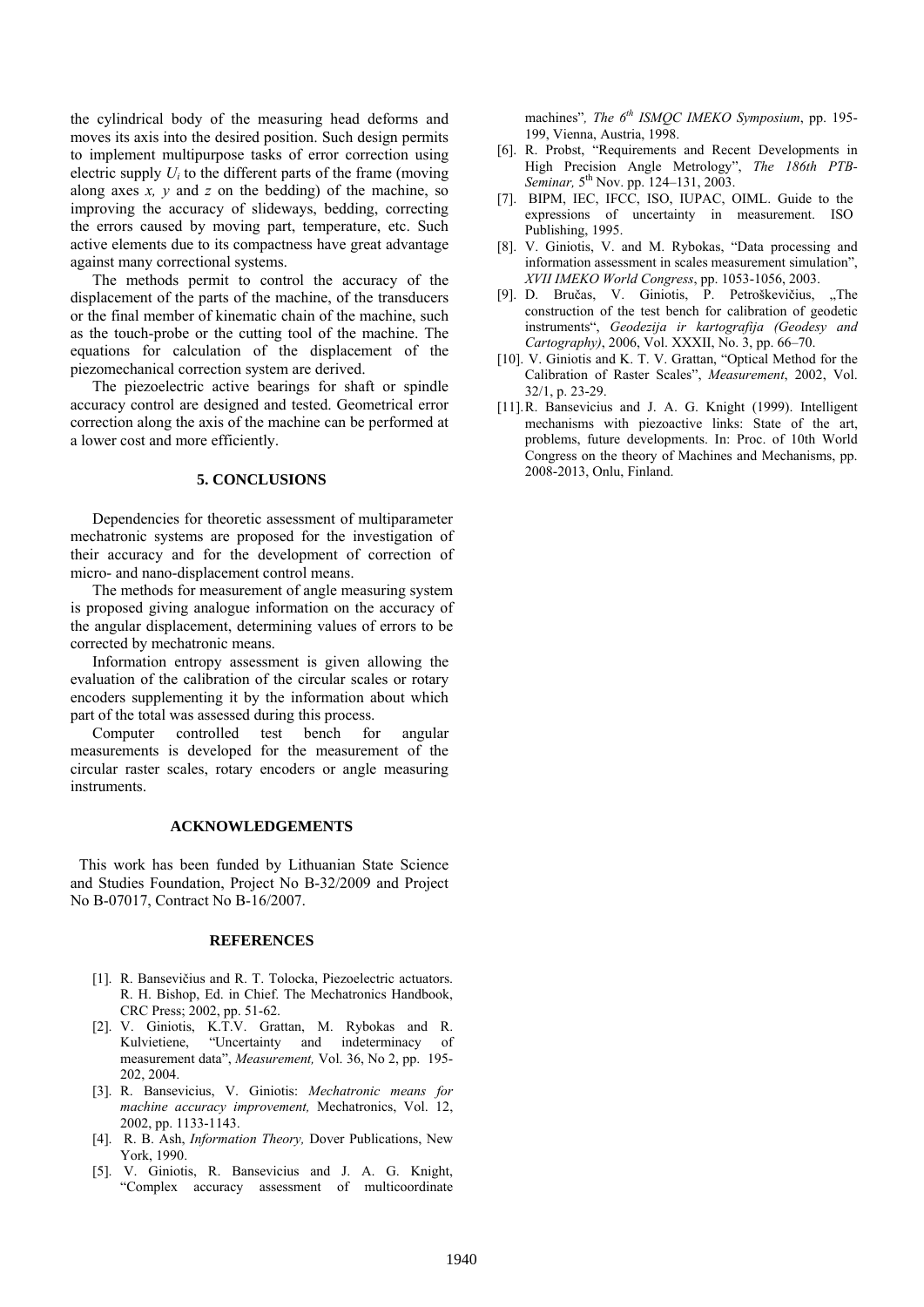the cylindrical body of the measuring head deforms and moves its axis into the desired position. Such design permits to implement multipurpose tasks of error correction using electric supply $U_i$ to the different parts of the frame (moving along axes $x$, $y$ and $z$ on the bedding) of the machine, so improving the accuracy of slideways, bedding, correcting the errors caused by moving part, temperature, etc. Such active elements due to its compactness have great advantage against many correctional systems.

The methods permit to control the accuracy of the displacement of the parts of the machine, of the transducers or the final member of kinematic chain of the machine, such as the touch-probe or the cutting tool of the machine. The equations for calculation of the displacement of the piezomechanical correction system are derived.

The piezoelectric active bearings for shaft or spindle accuracy control are designed and tested. Geometrical error correction along the axis of the machine can be performed at a lower cost and more efficiently.

## 5. CONCLUSIONS

Dependencies for theoretic assessment of multiparameter mechatronic systems are proposed for the investigation of their accuracy and for the development of correction of micro- and nano-displacement control means.

The methods for measurement of angle measuring system is proposed giving analogue information on the accuracy of the angular displacement, determining values of errors to be corrected by mechatronic means.

Information entropy assessment is given allowing the evaluation of the calibration of the circular scales or rotary encoders supplementing it by the information about which part of the total was assessed during this process.

Computer controlled test bench for angular measurements is developed for the measurement of the circular raster scales, rotary encoders or angle measuring instruments.

## ACKNOWLEDGEMENTS

This work has been funded by Lithuanian State Science and Studies Foundation, Project No B-32/2009 and Project No B-07017, Contract No B-16/2007.

## REFERENCES

[1]. R. Bansevičius and R. T. Tolocka, Piezoelectric actuators. R. H. Bishop, Ed. in Chief. The Mechatronics Handbook, CRC Press; 2002, pp. 51-62.

[2]. V. Giniotis, K.T.V. Grattan, M. Rybokas and R. Kulvietiene, "Uncertainty and indeterminacy of measurement data", *Measurement,* Vol. 36, No 2, pp. 195-202, 2004.

[3]. R. Bansevicius, V. Giniotis: *Mechatronic means for machine accuracy improvement,* Mechatronics, Vol. 12, 2002, pp. 1133-1143.

[4]. R. B. Ash, *Information Theory,* Dover Publications, New York, 1990.

[5]. V. Giniotis, R. Bansevicius and J. A. G. Knight, "Complex accuracy assessment of multicoordinate machines", *The 6th ISMQC IMEKO Symposium*, pp. 195-199, Vienna, Austria, 1998.

[6]. R. Probst, "Requirements and Recent Developments in High Precision Angle Metrology", *The 186th PTB-Seminar,* 5th Nov. pp. 124–131, 2003.

[7]. BIPM, IEC, IFCC, ISO, IUPAC, OIML. Guide to the expressions of uncertainty in measurement. ISO Publishing, 1995.

[8]. V. Giniotis, V. and M. Rybokas, "Data processing and information assessment in scales measurement simulation", *XVII IMEKO World Congress*, pp. 1053-1056, 2003.

[9]. D. Bručas, V. Giniotis, P. Petroškevičius, „The construction of the test bench for calibration of geodetic instruments", *Geodezija ir kartografija (Geodesy and Cartography)*, 2006, Vol. XXXII, No. 3, pp. 66–70.

[10]. V. Giniotis and K. T. V. Grattan, "Optical Method for the Calibration of Raster Scales", *Measurement*, 2002, Vol. 32/1, p. 23-29.

[11]. R. Bansevicius and J. A. G. Knight (1999). Intelligent mechanisms with piezoactive links: State of the art, problems, future developments. In: Proc. of 10th World Congress on the theory of Machines and Mechanisms, pp. 2008-2013, Onlu, Finland.